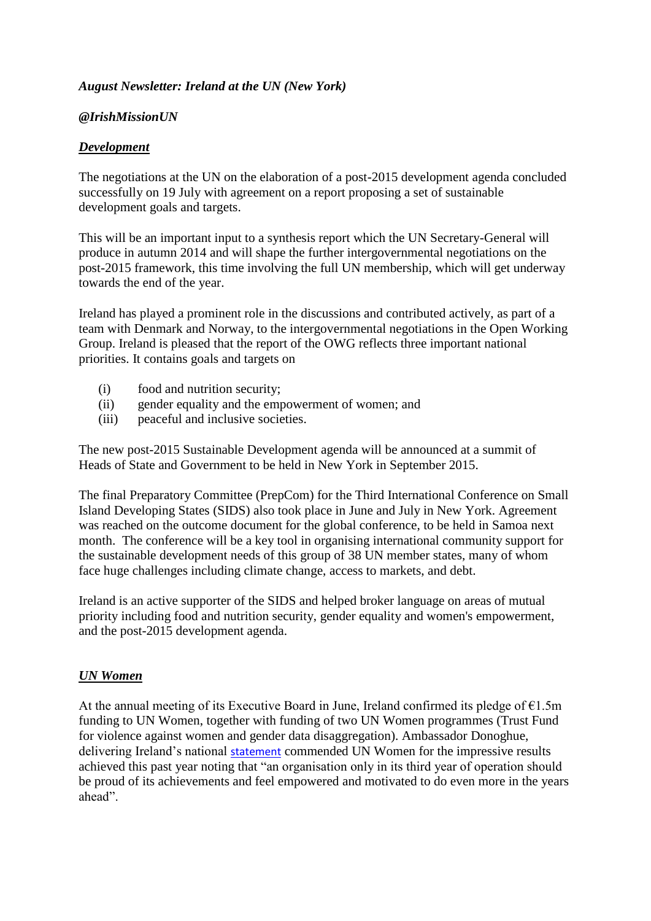***August Newsletter: Ireland at the UN (New York)***

***@IrishMissionUN***

## ***Development***

The negotiations at the UN on the elaboration of a post-2015 development agenda concluded successfully on 19 July with agreement on a report proposing a set of sustainable development goals and targets.

This will be an important input to a synthesis report which the UN Secretary-General will produce in autumn 2014 and will shape the further intergovernmental negotiations on the post-2015 framework, this time involving the full UN membership, which will get underway towards the end of the year.

Ireland has played a prominent role in the discussions and contributed actively, as part of a team with Denmark and Norway, to the intergovernmental negotiations in the Open Working Group. Ireland is pleased that the report of the OWG reflects three important national priorities. It contains goals and targets on

(i) food and nutrition security;
(ii) gender equality and the empowerment of women; and
(iii) peaceful and inclusive societies.

The new post-2015 Sustainable Development agenda will be announced at a summit of Heads of State and Government to be held in New York in September 2015.

The final Preparatory Committee (PrepCom) for the Third International Conference on Small Island Developing States (SIDS) also took place in June and July in New York. Agreement was reached on the outcome document for the global conference, to be held in Samoa next month. The conference will be a key tool in organising international community support for the sustainable development needs of this group of 38 UN member states, many of whom face huge challenges including climate change, access to markets, and debt.

Ireland is an active supporter of the SIDS and helped broker language on areas of mutual priority including food and nutrition security, gender equality and women's empowerment, and the post-2015 development agenda.

## ***UN Women***

At the annual meeting of its Executive Board in June, Ireland confirmed its pledge of €1.5m funding to UN Women, together with funding of two UN Women programmes (Trust Fund for violence against women and gender data disaggregation). Ambassador Donoghue, delivering Ireland's national statement commended UN Women for the impressive results achieved this past year noting that "an organisation only in its third year of operation should be proud of its achievements and feel empowered and motivated to do even more in the years ahead".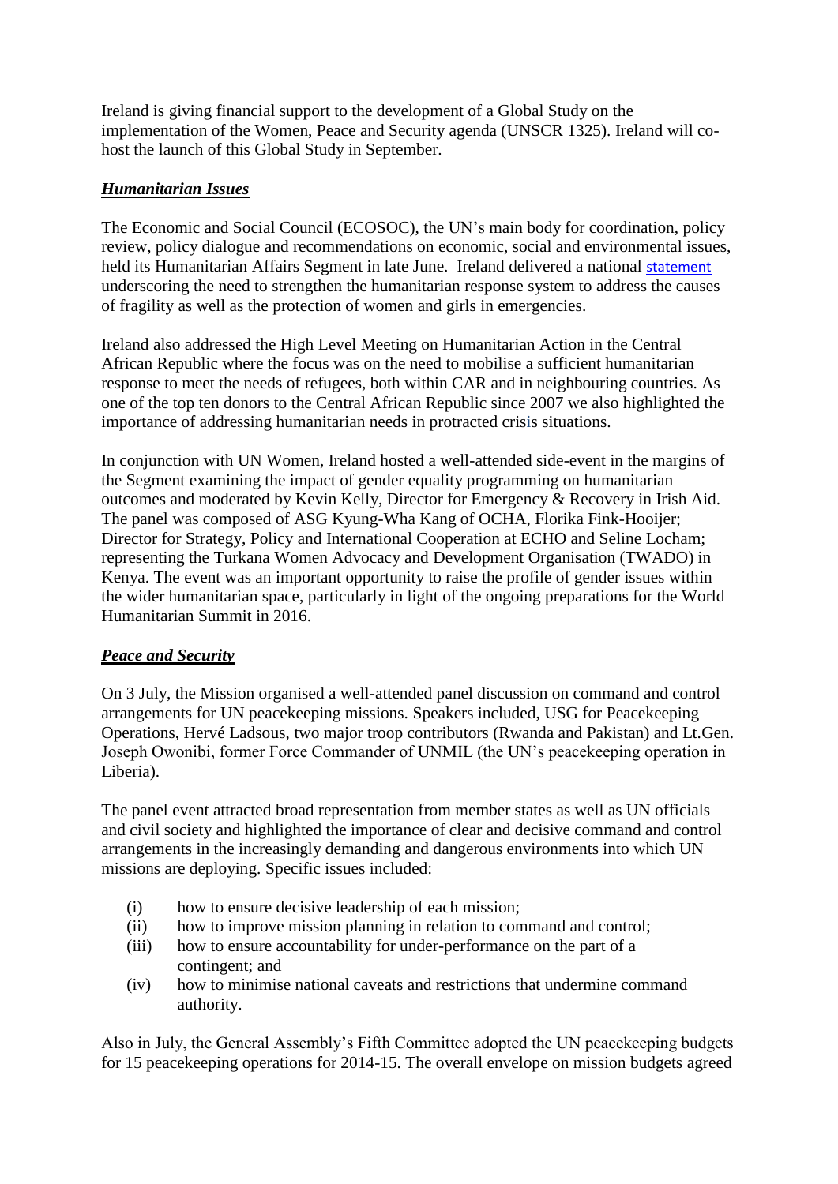Ireland is giving financial support to the development of a Global Study on the implementation of the Women, Peace and Security agenda (UNSCR 1325). Ireland will co-host the launch of this Global Study in September.

### ***Humanitarian Issues***

The Economic and Social Council (ECOSOC), the UN's main body for coordination, policy review, policy dialogue and recommendations on economic, social and environmental issues, held its Humanitarian Affairs Segment in late June. Ireland delivered a national statement underscoring the need to strengthen the humanitarian response system to address the causes of fragility as well as the protection of women and girls in emergencies.

Ireland also addressed the High Level Meeting on Humanitarian Action in the Central African Republic where the focus was on the need to mobilise a sufficient humanitarian response to meet the needs of refugees, both within CAR and in neighbouring countries. As one of the top ten donors to the Central African Republic since 2007 we also highlighted the importance of addressing humanitarian needs in protracted crisis situations.

In conjunction with UN Women, Ireland hosted a well-attended side-event in the margins of the Segment examining the impact of gender equality programming on humanitarian outcomes and moderated by Kevin Kelly, Director for Emergency & Recovery in Irish Aid. The panel was composed of ASG Kyung-Wha Kang of OCHA, Florika Fink-Hooijer; Director for Strategy, Policy and International Cooperation at ECHO and Seline Locham; representing the Turkana Women Advocacy and Development Organisation (TWADO) in Kenya. The event was an important opportunity to raise the profile of gender issues within the wider humanitarian space, particularly in light of the ongoing preparations for the World Humanitarian Summit in 2016.

### ***Peace and Security***

On 3 July, the Mission organised a well-attended panel discussion on command and control arrangements for UN peacekeeping missions. Speakers included, USG for Peacekeeping Operations, Hervé Ladsous, two major troop contributors (Rwanda and Pakistan) and Lt.Gen. Joseph Owonibi, former Force Commander of UNMIL (the UN's peacekeeping operation in Liberia).

The panel event attracted broad representation from member states as well as UN officials and civil society and highlighted the importance of clear and decisive command and control arrangements in the increasingly demanding and dangerous environments into which UN missions are deploying. Specific issues included:

(i) how to ensure decisive leadership of each mission;
(ii) how to improve mission planning in relation to command and control;
(iii) how to ensure accountability for under-performance on the part of a contingent; and
(iv) how to minimise national caveats and restrictions that undermine command authority.

Also in July, the General Assembly's Fifth Committee adopted the UN peacekeeping budgets for 15 peacekeeping operations for 2014-15. The overall envelope on mission budgets agreed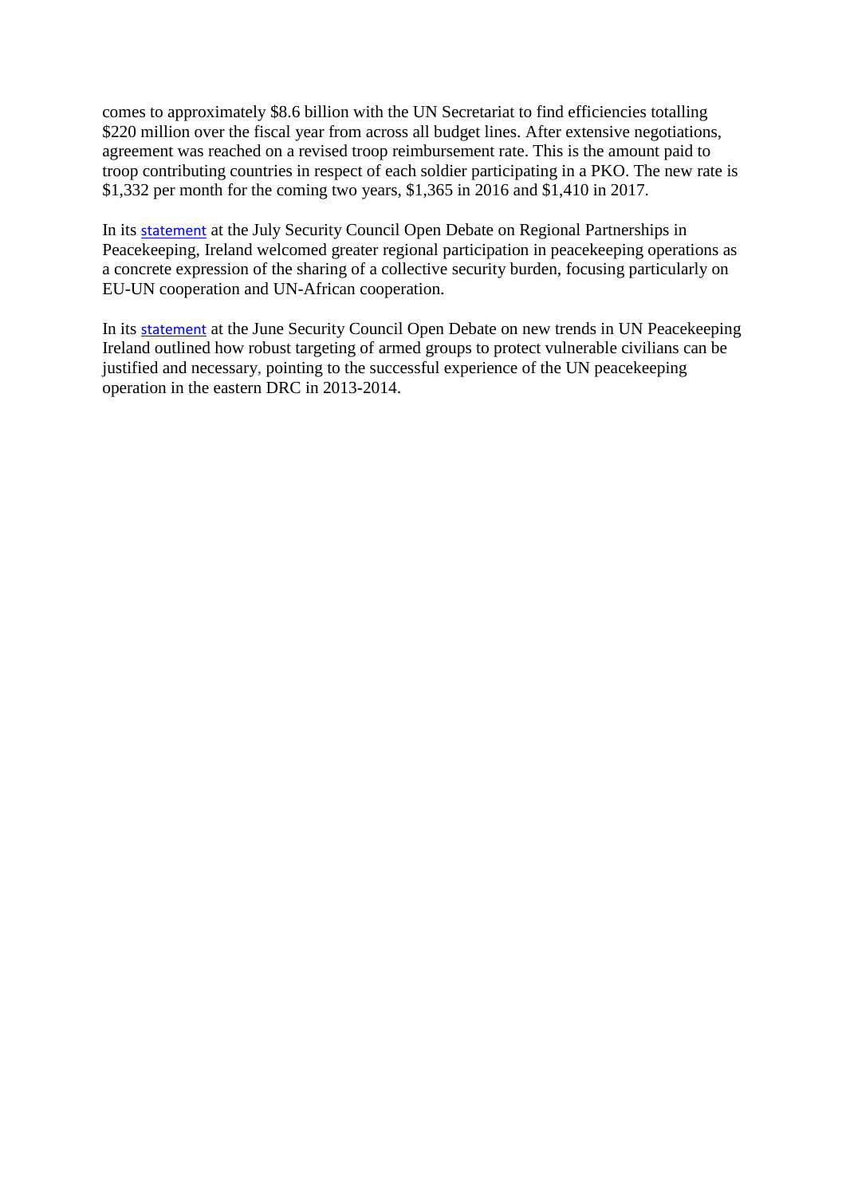comes to approximately $8.6 billion with the UN Secretariat to find efficiencies totalling $220 million over the fiscal year from across all budget lines. After extensive negotiations, agreement was reached on a revised troop reimbursement rate. This is the amount paid to troop contributing countries in respect of each soldier participating in a PKO. The new rate is $1,332 per month for the coming two years, $1,365 in 2016 and $1,410 in 2017.

In its statement at the July Security Council Open Debate on Regional Partnerships in Peacekeeping, Ireland welcomed greater regional participation in peacekeeping operations as a concrete expression of the sharing of a collective security burden, focusing particularly on EU-UN cooperation and UN-African cooperation.

In its statement at the June Security Council Open Debate on new trends in UN Peacekeeping Ireland outlined how robust targeting of armed groups to protect vulnerable civilians can be justified and necessary, pointing to the successful experience of the UN peacekeeping operation in the eastern DRC in 2013-2014.